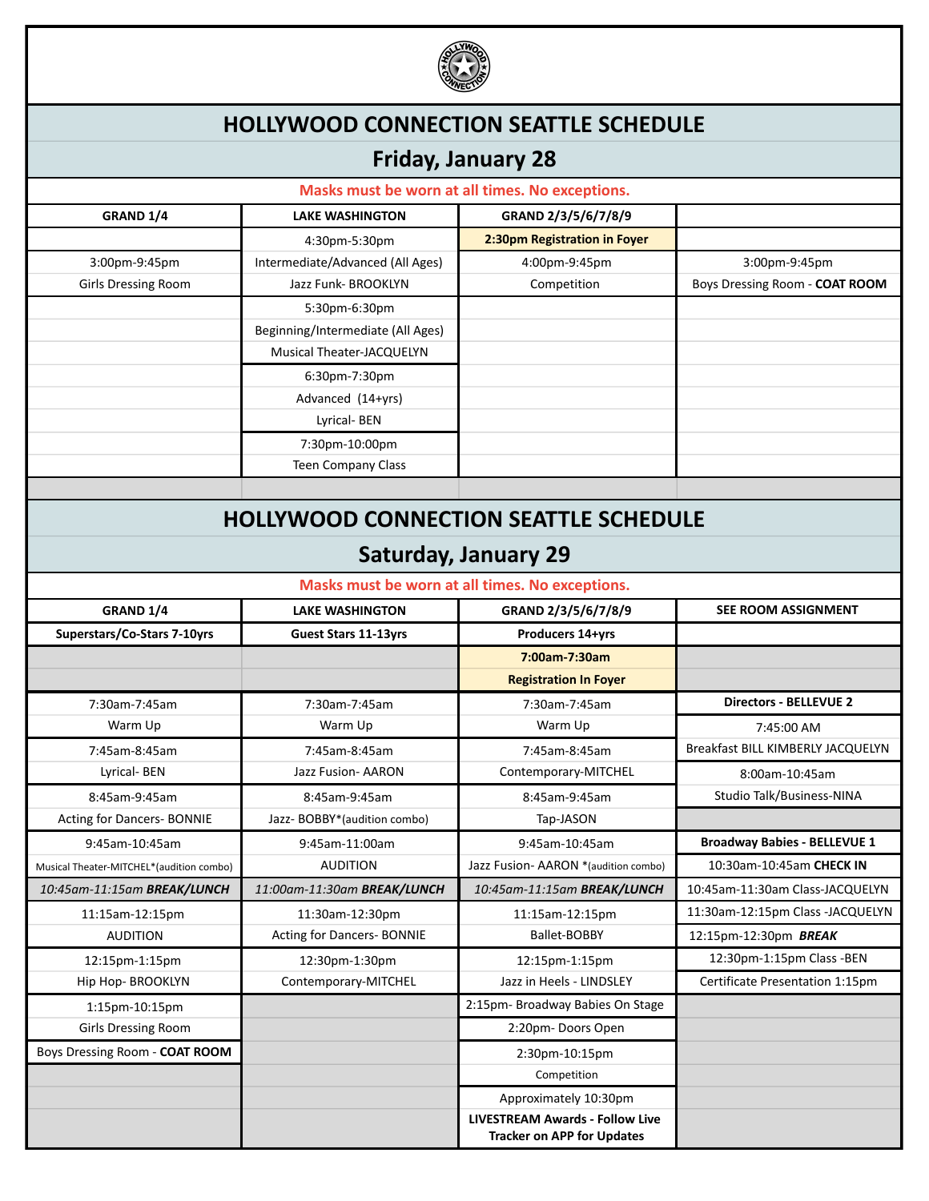# HOLLYWOOD CONNECTION SEATTLE SCHEDULE

## Friday, January 28

**Masks must be worn at all times. No exceptions.**

| GRAND 1/4 | LAKE WASHINGTON | GRAND 2/3/5/6/7/8/9 | |
|---|---|---|---|
| | 4:30pm-5:30pm | **2:30pm Registration in Foyer** | |
| 3:00pm-9:45pm | Intermediate/Advanced (All Ages) | 4:00pm-9:45pm | 3:00pm-9:45pm |
| Girls Dressing Room | Jazz Funk- BROOKLYN | Competition | Boys Dressing Room - **COAT ROOM** |
| | 5:30pm-6:30pm | | |
| | Beginning/Intermediate (All Ages) | | |
| | Musical Theater-JACQUELYN | | |
| | 6:30pm-7:30pm | | |
| | Advanced (14+yrs) | | |
| | Lyrical- BEN | | |
| | 7:30pm-10:00pm | | |
| | Teen Company Class | | |

# HOLLYWOOD CONNECTION SEATTLE SCHEDULE

## Saturday, January 29

**Masks must be worn at all times. No exceptions.**

| GRAND 1/4 | LAKE WASHINGTON | GRAND 2/3/5/6/7/8/9 | SEE ROOM ASSIGNMENT |
|---|---|---|---|
| **Superstars/Co-Stars 7-10yrs** | **Guest Stars 11-13yrs** | **Producers 14+yrs** | |
| | | **7:00am-7:30am** | |
| | | **Registration In Foyer** | |
| 7:30am-7:45am | 7:30am-7:45am | 7:30am-7:45am | **Directors - BELLEVUE 2** |
| Warm Up | Warm Up | Warm Up | 7:45:00 AM |
| 7:45am-8:45am | 7:45am-8:45am | 7:45am-8:45am | Breakfast BILL KIMBERLY JACQUELYN |
| Lyrical- BEN | Jazz Fusion- AARON | Contemporary-MITCHEL | 8:00am-10:45am |
| 8:45am-9:45am | 8:45am-9:45am | 8:45am-9:45am | Studio Talk/Business-NINA |
| Acting for Dancers- BONNIE | Jazz- BOBBY*(audition combo) | Tap-JASON | |
| 9:45am-10:45am | 9:45am-11:00am | 9:45am-10:45am | **Broadway Babies - BELLEVUE 1** |
| Musical Theater-MITCHEL*(audition combo) | AUDITION | Jazz Fusion- AARON *(audition combo) | 10:30am-10:45am **CHECK IN** |
| *10:45am-11:15am **BREAK/LUNCH*** | *11:00am-11:30am **BREAK/LUNCH*** | *10:45am-11:15am **BREAK/LUNCH*** | 10:45am-11:30am Class-JACQUELYN |
| 11:15am-12:15pm | 11:30am-12:30pm | 11:15am-12:15pm | 11:30am-12:15pm Class -JACQUELYN |
| AUDITION | Acting for Dancers- BONNIE | Ballet-BOBBY | 12:15pm-12:30pm ***BREAK*** |
| 12:15pm-1:15pm | 12:30pm-1:30pm | 12:15pm-1:15pm | 12:30pm-1:15pm Class -BEN |
| Hip Hop- BROOKLYN | Contemporary-MITCHEL | Jazz in Heels - LINDSLEY | Certificate Presentation 1:15pm |
| 1:15pm-10:15pm | | 2:15pm- Broadway Babies On Stage | |
| Girls Dressing Room | | 2:20pm- Doors Open | |
| Boys Dressing Room - **COAT ROOM** | | 2:30pm-10:15pm | |
| | | Competition | |
| | | Approximately 10:30pm | |
| | | **LIVESTREAM Awards - Follow Live Tracker on APP for Updates** | |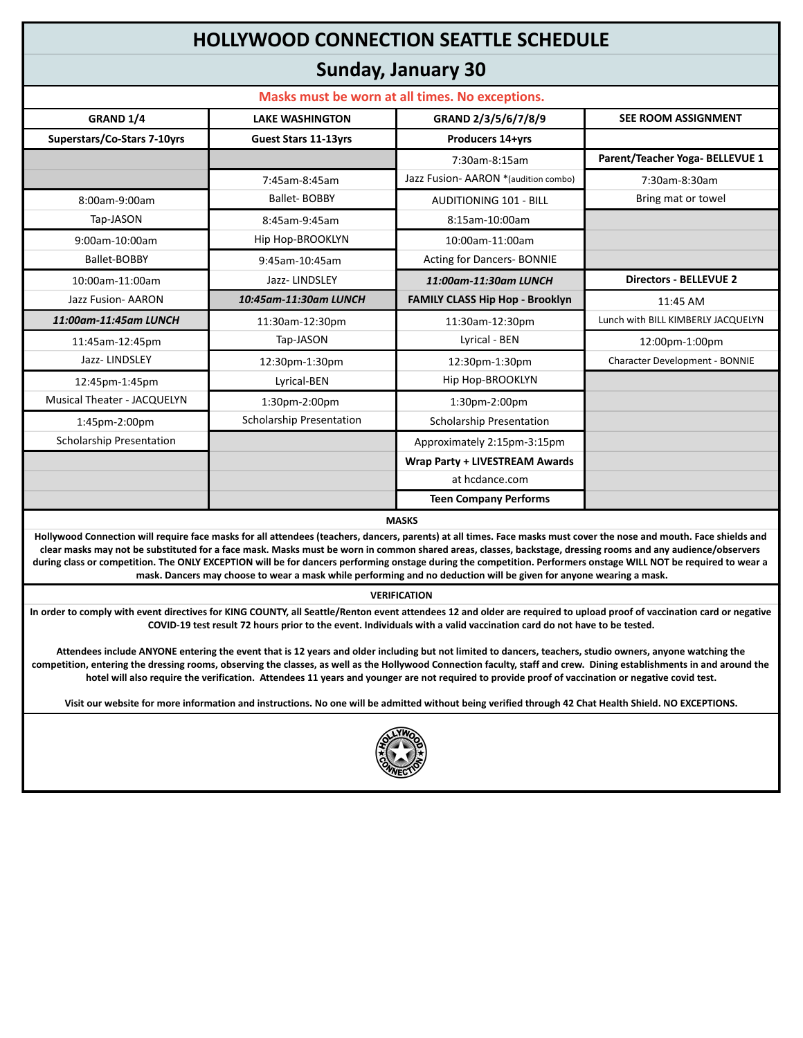# HOLLYWOOD CONNECTION SEATTLE SCHEDULE

## Sunday, January 30

**Masks must be worn at all times. No exceptions.**

| GRAND 1/4 | LAKE WASHINGTON | GRAND 2/3/5/6/7/8/9 | SEE ROOM ASSIGNMENT |
|---|---|---|---|
| **Superstars/Co-Stars 7-10yrs** | **Guest Stars 11-13yrs** | **Producers 14+yrs** | |
| | | 7:30am-8:15am | **Parent/Teacher Yoga- BELLEVUE 1** |
| | 7:45am-8:45am | Jazz Fusion- AARON *(audition combo) | 7:30am-8:30am |
| 8:00am-9:00am | Ballet- BOBBY | AUDITIONING 101 - BILL | Bring mat or towel |
| Tap-JASON | 8:45am-9:45am | 8:15am-10:00am | |
| 9:00am-10:00am | Hip Hop-BROOKLYN | 10:00am-11:00am | |
| Ballet-BOBBY | 9:45am-10:45am | Acting for Dancers- BONNIE | |
| 10:00am-11:00am | Jazz- LINDSLEY | ***11:00am-11:30am LUNCH*** | **Directors - BELLEVUE 2** |
| Jazz Fusion- AARON | ***10:45am-11:30am LUNCH*** | **FAMILY CLASS Hip Hop - Brooklyn** | 11:45 AM |
| ***11:00am-11:45am LUNCH*** | 11:30am-12:30pm | 11:30am-12:30pm | Lunch with BILL KIMBERLY JACQUELYN |
| 11:45am-12:45pm | Tap-JASON | Lyrical - BEN | 12:00pm-1:00pm |
| Jazz- LINDSLEY | 12:30pm-1:30pm | 12:30pm-1:30pm | Character Development - BONNIE |
| 12:45pm-1:45pm | Lyrical-BEN | Hip Hop-BROOKLYN | |
| Musical Theater - JACQUELYN | 1:30pm-2:00pm | 1:30pm-2:00pm | |
| 1:45pm-2:00pm | Scholarship Presentation | Scholarship Presentation | |
| Scholarship Presentation | | Approximately 2:15pm-3:15pm | |
| | | **Wrap Party + LIVESTREAM Awards** | |
| | | at hcdance.com | |
| | | **Teen Company Performs** | |

**MASKS**

**Hollywood Connection will require face masks for all attendees (teachers, dancers, parents) at all times. Face masks must cover the nose and mouth. Face shields and clear masks may not be substituted for a face mask. Masks must be worn in common shared areas, classes, backstage, dressing rooms and any audience/observers during class or competition. The ONLY EXCEPTION will be for dancers performing onstage during the competition. Performers onstage WILL NOT be required to wear a mask. Dancers may choose to wear a mask while performing and no deduction will be given for anyone wearing a mask.**

**VERIFICATION**

**In order to comply with event directives for KING COUNTY, all Seattle/Renton event attendees 12 and older are required to upload proof of vaccination card or negative COVID-19 test result 72 hours prior to the event. Individuals with a valid vaccination card do not have to be tested.**

**Attendees include ANYONE entering the event that is 12 years and older including but not limited to dancers, teachers, studio owners, anyone watching the competition, entering the dressing rooms, observing the classes, as well as the Hollywood Connection faculty, staff and crew. Dining establishments in and around the hotel will also require the verification. Attendees 11 years and younger are not required to provide proof of vaccination or negative covid test.**

**Visit our website for more information and instructions. No one will be admitted without being verified through 42 Chat Health Shield. NO EXCEPTIONS.**